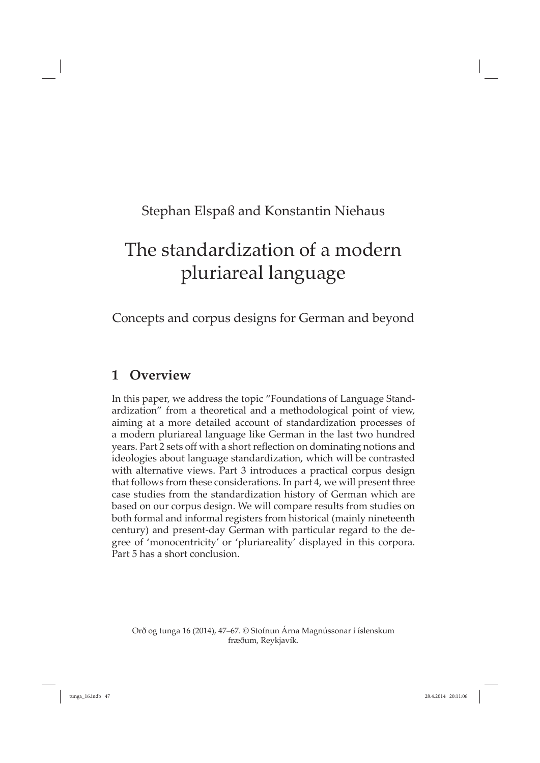Stephan Elspaß and Konstantin Niehaus

# The standardization of a modern pluriareal language

Concepts and corpus designs for German and beyond

## 1 Overview

In this paper, we address the topic "Foundations of Language Standardization" from a theoretical and a methodological point of view, aiming at a more detailed account of standardization processes of a modern pluriareal language like German in the last two hundred years. Part 2 sets off with a short reflection on dominating notions and ideologies about language standardization, which will be contrasted with alternative views. Part 3 introduces a practical corpus design that follows from these considerations. In part 4, we will present three case studies from the standardization history of German which are based on our corpus design. We will compare results from studies on both formal and informal registers from historical (mainly nineteenth century) and present-day German with particular regard to the degree of 'monocentricity' or 'pluriareality' displayed in this corpora. Part 5 has a short conclusion.

Orð og tunga 16 (2014), 47–67. © Stofnun Árna Magnússonar í íslenskum fræðum, Reykjavík.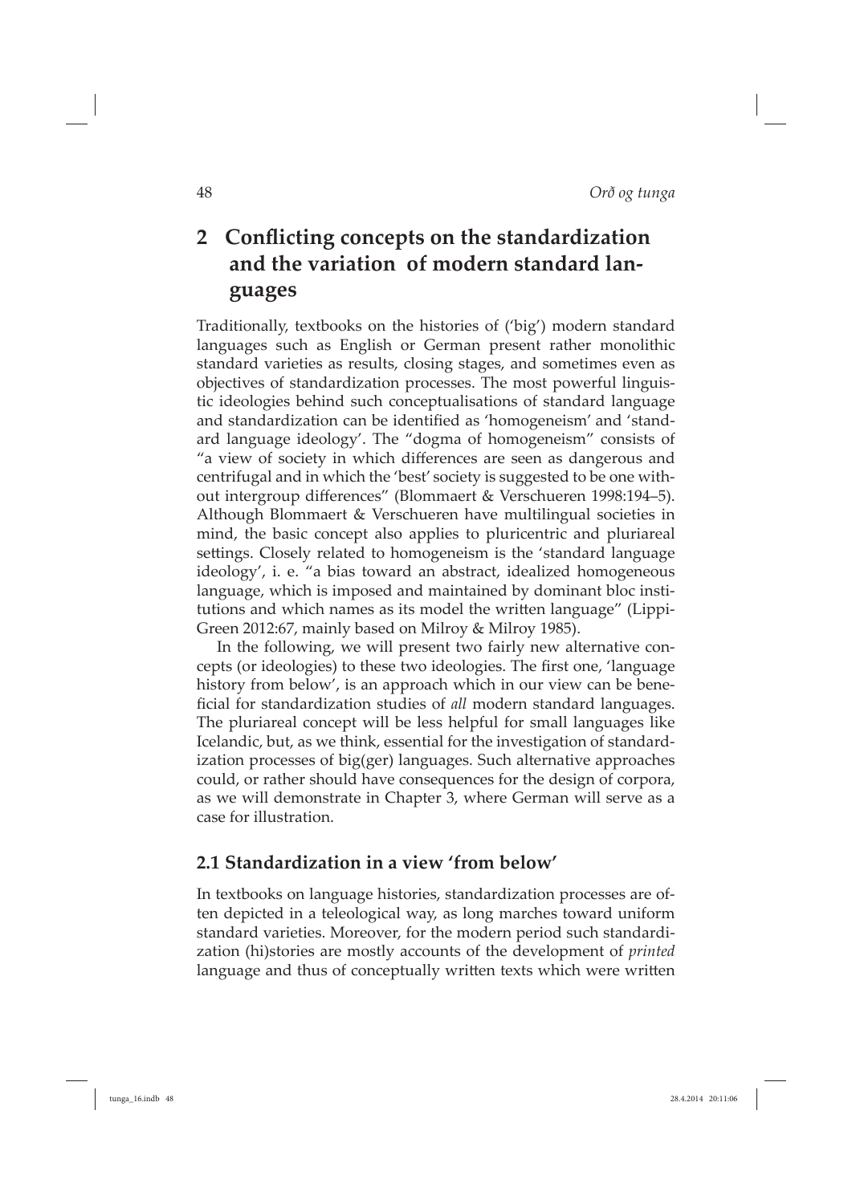## 2 Conflicting concepts on the standardization and the variation of modern standard languages

Traditionally, textbooks on the histories of ('big') modern standard languages such as English or German present rather monolithic standard varieties as results, closing stages, and sometimes even as objectives of standardization processes. The most powerful linguistic ideologies behind such conceptualisations of standard language and standardization can be identified as 'homogeneism' and 'standard language ideology'. The "dogma of homogeneism" consists of "a view of society in which differences are seen as dangerous and centrifugal and in which the 'best' society is suggested to be one without intergroup differences" (Blommaert & Verschueren 1998:194–5). Although Blommaert & Verschueren have multilingual societies in mind, the basic concept also applies to pluricentric and pluriareal settings. Closely related to homogeneism is the 'standard language ideology', i. e. "a bias toward an abstract, idealized homogeneous language, which is imposed and maintained by dominant bloc institutions and which names as its model the written language" (Lippi-Green 2012:67, mainly based on Milroy & Milroy 1985).

In the following, we will present two fairly new alternative concepts (or ideologies) to these two ideologies. The first one, 'language history from below', is an approach which in our view can be beneficial for standardization studies of *all* modern standard languages. The pluriareal concept will be less helpful for small languages like Icelandic, but, as we think, essential for the investigation of standardization processes of big(ger) languages. Such alternative approaches could, or rather should have consequences for the design of corpora, as we will demonstrate in Chapter 3, where German will serve as a case for illustration.

### 2.1 Standardization in a view 'from below'

In textbooks on language histories, standardization processes are often depicted in a teleological way, as long marches toward uniform standard varieties. Moreover, for the modern period such standardization (hi)stories are mostly accounts of the development of *printed* language and thus of conceptually written texts which were written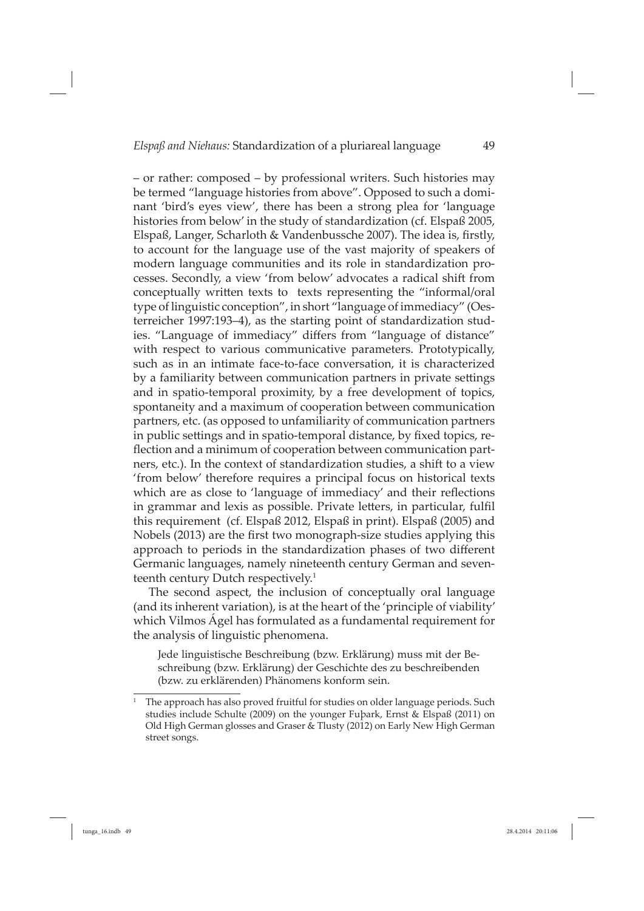– or rather: composed – by professional writers. Such histories may be termed "language histories from above". Opposed to such a dominant 'bird's eyes view', there has been a strong plea for 'language histories from below' in the study of standardization (cf. Elspaß 2005, Elspaß, Langer, Scharloth & Vandenbussche 2007). The idea is, firstly, to account for the language use of the vast majority of speakers of modern language communities and its role in standardization processes. Secondly, a view 'from below' advocates a radical shift from conceptually written texts to texts representing the "informal/oral type of linguistic conception", in short "language of immediacy" (Oesterreicher 1997:193–4), as the starting point of standardization studies. "Language of immediacy" differs from "language of distance" with respect to various communicative parameters. Prototypically, such as in an intimate face-to-face conversation, it is characterized by a familiarity between communication partners in private settings and in spatio-temporal proximity, by a free development of topics, spontaneity and a maximum of cooperation between communication partners, etc. (as opposed to unfamiliarity of communication partners in public settings and in spatio-temporal distance, by fixed topics, reflection and a minimum of cooperation between communication partners, etc.). In the context of standardization studies, a shift to a view 'from below' therefore requires a principal focus on historical texts which are as close to 'language of immediacy' and their reflections in grammar and lexis as possible. Private letters, in particular, fulfil this requirement (cf. Elspaß 2012, Elspaß in print). Elspaß (2005) and Nobels (2013) are the first two monograph-size studies applying this approach to periods in the standardization phases of two different Germanic languages, namely nineteenth century German and seventeenth century Dutch respectively.[1]

The second aspect, the inclusion of conceptually oral language (and its inherent variation), is at the heart of the 'principle of viability' which Vilmos Ágel has formulated as a fundamental requirement for the analysis of linguistic phenomena.

> Jede linguistische Beschreibung (bzw. Erklärung) muss mit der Beschreibung (bzw. Erklärung) der Geschichte des zu beschreibenden (bzw. zu erklärenden) Phänomens konform sein.

[1] The approach has also proved fruitful for studies on older language periods. Such studies include Schulte (2009) on the younger Fuþark, Ernst & Elspaß (2011) on Old High German glosses and Graser & Tlusty (2012) on Early New High German street songs.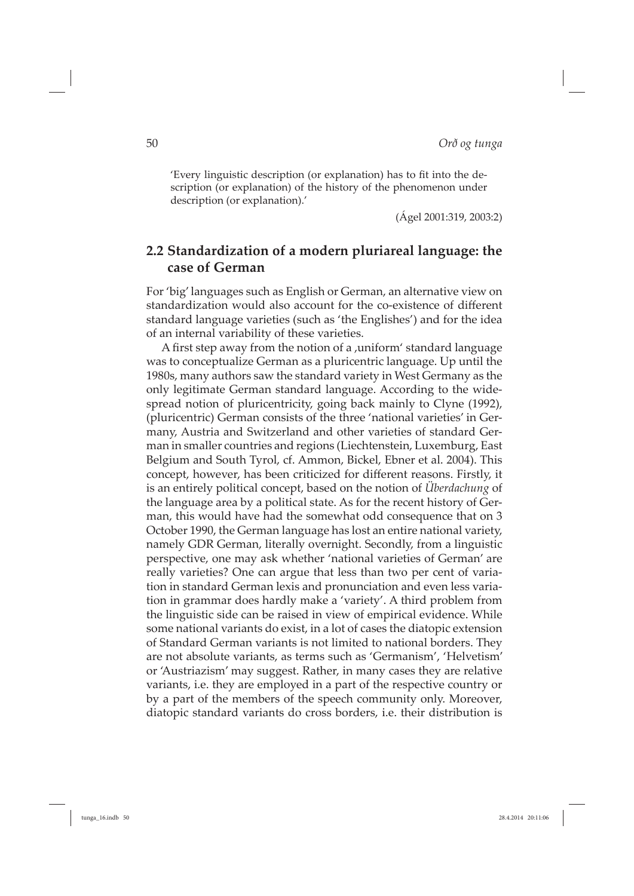> 'Every linguistic description (or explanation) has to fit into the description (or explanation) of the history of the phenomenon under description (or explanation).'
>
> (Ágel 2001:319, 2003:2)

## 2.2 Standardization of a modern pluriareal language: the case of German

For 'big' languages such as English or German, an alternative view on standardization would also account for the co-existence of different standard language varieties (such as 'the Englishes') and for the idea of an internal variability of these varieties.

A first step away from the notion of a ‚uniform' standard language was to conceptualize German as a pluricentric language. Up until the 1980s, many authors saw the standard variety in West Germany as the only legitimate German standard language. According to the widespread notion of pluricentricity, going back mainly to Clyne (1992), (pluricentric) German consists of the three 'national varieties' in Germany, Austria and Switzerland and other varieties of standard German in smaller countries and regions (Liechtenstein, Luxemburg, East Belgium and South Tyrol, cf. Ammon, Bickel, Ebner et al. 2004). This concept, however, has been criticized for different reasons. Firstly, it is an entirely political concept, based on the notion of *Überdachung* of the language area by a political state. As for the recent history of German, this would have had the somewhat odd consequence that on 3 October 1990, the German language has lost an entire national variety, namely GDR German, literally overnight. Secondly, from a linguistic perspective, one may ask whether 'national varieties of German' are really varieties? One can argue that less than two per cent of variation in standard German lexis and pronunciation and even less variation in grammar does hardly make a 'variety'. A third problem from the linguistic side can be raised in view of empirical evidence. While some national variants do exist, in a lot of cases the diatopic extension of Standard German variants is not limited to national borders. They are not absolute variants, as terms such as 'Germanism', 'Helvetism' or 'Austriazism' may suggest. Rather, in many cases they are relative variants, i.e. they are employed in a part of the respective country or by a part of the members of the speech community only. Moreover, diatopic standard variants do cross borders, i.e. their distribution is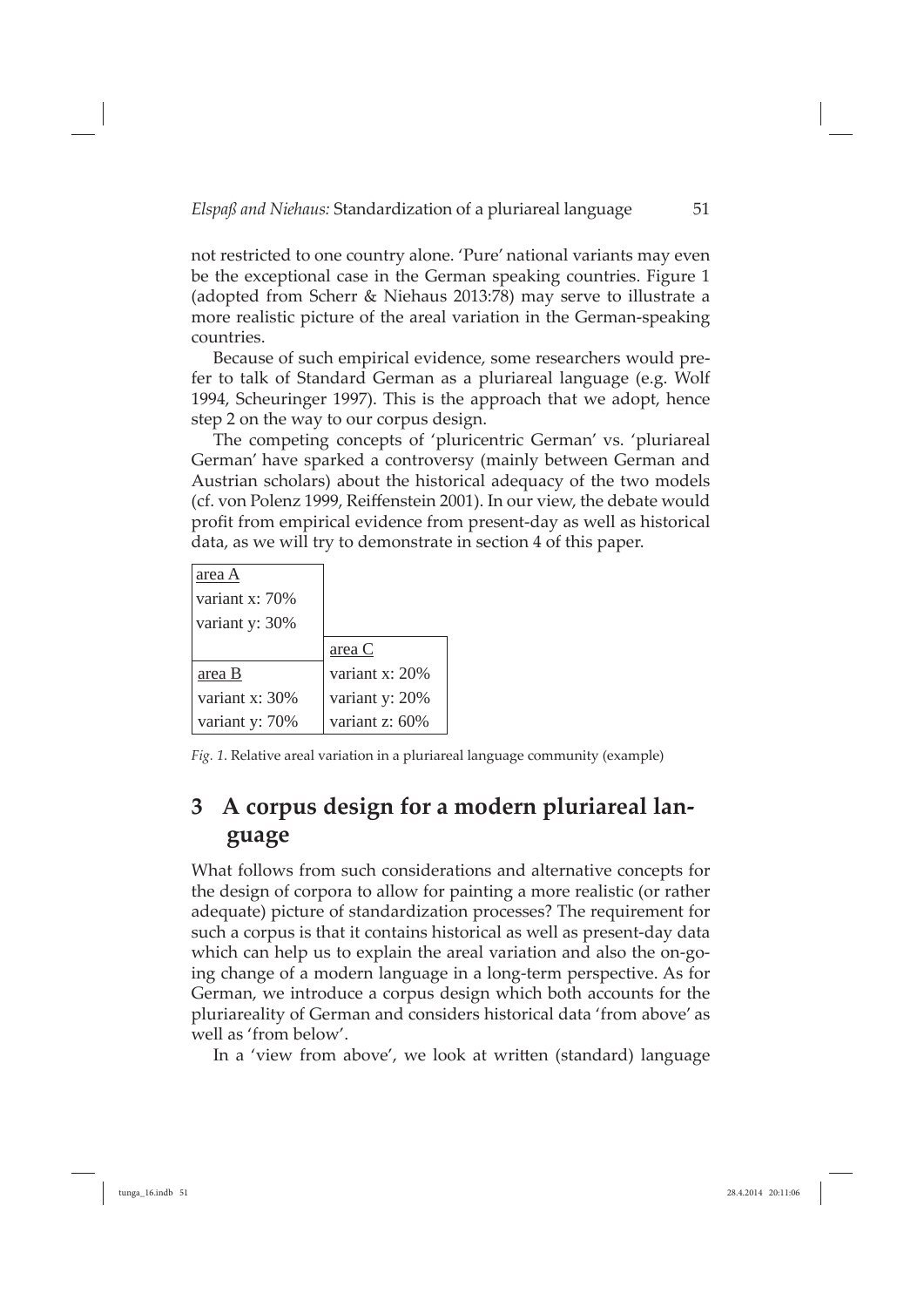not restricted to one country alone. 'Pure' national variants may even be the exceptional case in the German speaking countries. Figure 1 (adopted from Scherr & Niehaus 2013:78) may serve to illustrate a more realistic picture of the areal variation in the German-speaking countries.

Because of such empirical evidence, some researchers would prefer to talk of Standard German as a pluriareal language (e.g. Wolf 1994, Scheuringer 1997). This is the approach that we adopt, hence step 2 on the way to our corpus design.

The competing concepts of 'pluricentric German' vs. 'pluriareal German' have sparked a controversy (mainly between German and Austrian scholars) about the historical adequacy of the two models (cf. von Polenz 1999, Reiffenstein 2001). In our view, the debate would profit from empirical evidence from present-day as well as historical data, as we will try to demonstrate in section 4 of this paper.

| area A | |
|---|---|
| variant x: 70% | |
| variant y: 30% | |
| | area C |
| area B | variant x: 20% |
| variant x: 30% | variant y: 20% |
| variant y: 70% | variant z: 60% |

*Fig. 1.* Relative areal variation in a pluriareal language community (example)

## 3 A corpus design for a modern pluriareal language

What follows from such considerations and alternative concepts for the design of corpora to allow for painting a more realistic (or rather adequate) picture of standardization processes? The requirement for such a corpus is that it contains historical as well as present-day data which can help us to explain the areal variation and also the on-going change of a modern language in a long-term perspective. As for German, we introduce a corpus design which both accounts for the pluriareality of German and considers historical data 'from above' as well as 'from below'.

In a 'view from above', we look at written (standard) language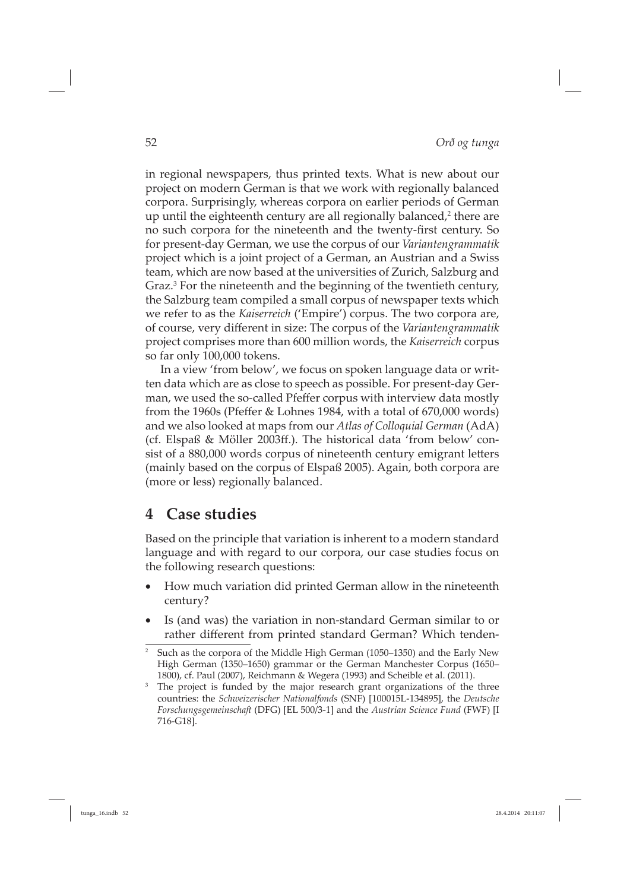in regional newspapers, thus printed texts. What is new about our project on modern German is that we work with regionally balanced corpora. Surprisingly, whereas corpora on earlier periods of German up until the eighteenth century are all regionally balanced,[2] there are no such corpora for the nineteenth and the twenty-first century. So for present-day German, we use the corpus of our *Variantengrammatik* project which is a joint project of a German, an Austrian and a Swiss team, which are now based at the universities of Zurich, Salzburg and Graz.[3] For the nineteenth and the beginning of the twentieth century, the Salzburg team compiled a small corpus of newspaper texts which we refer to as the *Kaiserreich* ('Empire') corpus. The two corpora are, of course, very different in size: The corpus of the *Variantengrammatik* project comprises more than 600 million words, the *Kaiserreich* corpus so far only 100,000 tokens.

In a view 'from below', we focus on spoken language data or written data which are as close to speech as possible. For present-day German, we used the so-called Pfeffer corpus with interview data mostly from the 1960s (Pfeffer & Lohnes 1984, with a total of 670,000 words) and we also looked at maps from our *Atlas of Colloquial German* (AdA) (cf. Elspaß & Möller 2003ff.). The historical data 'from below' consist of a 880,000 words corpus of nineteenth century emigrant letters (mainly based on the corpus of Elspaß 2005). Again, both corpora are (more or less) regionally balanced.

## 4 Case studies

Based on the principle that variation is inherent to a modern standard language and with regard to our corpora, our case studies focus on the following research questions:

- How much variation did printed German allow in the nineteenth century?
- Is (and was) the variation in non-standard German similar to or rather different from printed standard German? Which tenden-

[2] Such as the corpora of the Middle High German (1050–1350) and the Early New High German (1350–1650) grammar or the German Manchester Corpus (1650–1800), cf. Paul (2007), Reichmann & Wegera (1993) and Scheible et al. (2011).

[3] The project is funded by the major research grant organizations of the three countries: the *Schweizerischer Nationalfonds* (SNF) [100015L-134895], the *Deutsche Forschungsgemeinschaft* (DFG) [EL 500/3-1] and the *Austrian Science Fund* (FWF) [I 716-G18].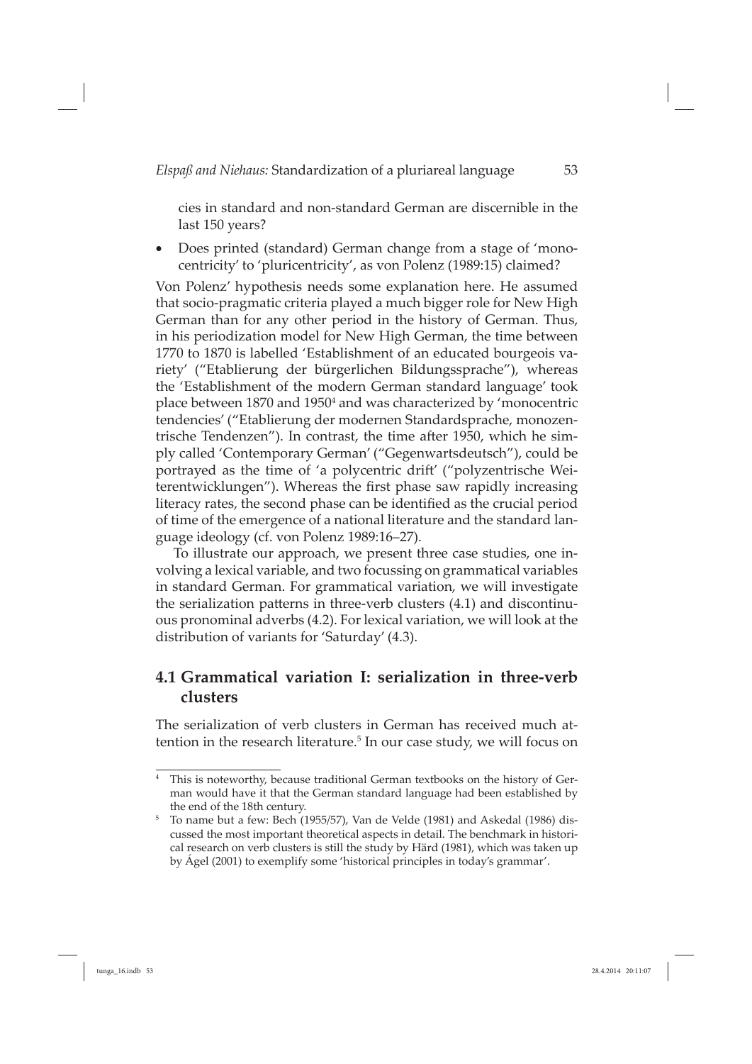cies in standard and non-standard German are discernible in the last 150 years?

- Does printed (standard) German change from a stage of 'monocentricity' to 'pluricentricity', as von Polenz (1989:15) claimed?

Von Polenz' hypothesis needs some explanation here. He assumed that socio-pragmatic criteria played a much bigger role for New High German than for any other period in the history of German. Thus, in his periodization model for New High German, the time between 1770 to 1870 is labelled 'Establishment of an educated bourgeois variety' ("Etablierung der bürgerlichen Bildungssprache"), whereas the 'Establishment of the modern German standard language' took place between 1870 and 1950[4] and was characterized by 'monocentric tendencies' ("Etablierung der modernen Standardsprache, monozentrische Tendenzen"). In contrast, the time after 1950, which he simply called 'Contemporary German' ("Gegenwartsdeutsch"), could be portrayed as the time of 'a polycentric drift' ("polyzentrische Weiterentwicklungen"). Whereas the first phase saw rapidly increasing literacy rates, the second phase can be identified as the crucial period of time of the emergence of a national literature and the standard language ideology (cf. von Polenz 1989:16–27).

To illustrate our approach, we present three case studies, one involving a lexical variable, and two focussing on grammatical variables in standard German. For grammatical variation, we will investigate the serialization patterns in three-verb clusters (4.1) and discontinuous pronominal adverbs (4.2). For lexical variation, we will look at the distribution of variants for 'Saturday' (4.3).

## 4.1 Grammatical variation I: serialization in three-verb clusters

The serialization of verb clusters in German has received much attention in the research literature.[5] In our case study, we will focus on

---

[4] This is noteworthy, because traditional German textbooks on the history of German would have it that the German standard language had been established by the end of the 18th century.

[5] To name but a few: Bech (1955/57), Van de Velde (1981) and Askedal (1986) discussed the most important theoretical aspects in detail. The benchmark in historical research on verb clusters is still the study by Härd (1981), which was taken up by Ágel (2001) to exemplify some 'historical principles in today's grammar'.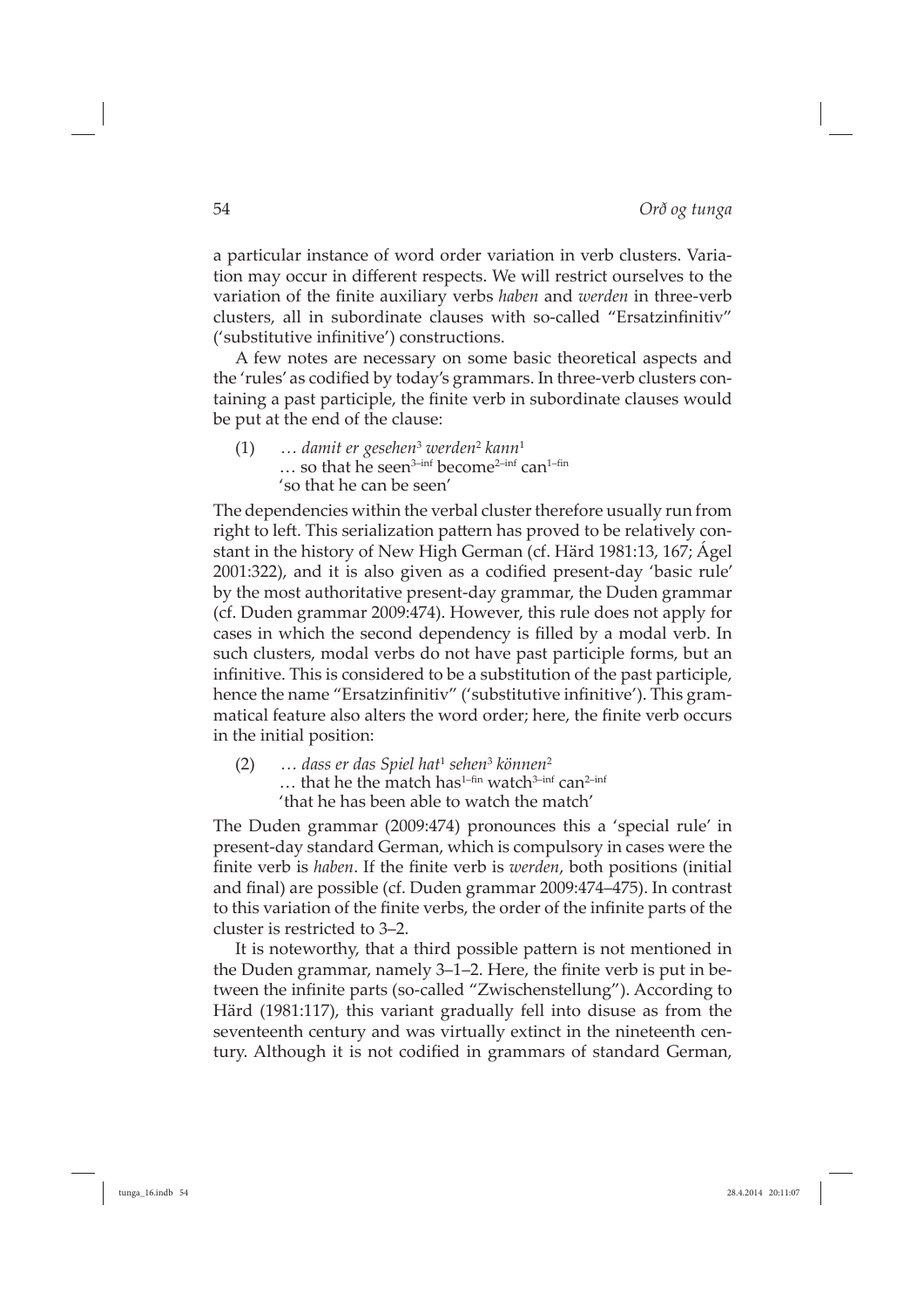a particular instance of word order variation in verb clusters. Variation may occur in different respects. We will restrict ourselves to the variation of the finite auxiliary verbs *haben* and *werden* in three-verb clusters, all in subordinate clauses with so-called "Ersatzinfinitiv" ('substitutive infinitive') constructions.

A few notes are necessary on some basic theoretical aspects and the 'rules' as codified by today's grammars. In three-verb clusters containing a past participle, the finite verb in subordinate clauses would be put at the end of the clause:

(1) … *damit er gesehen*[3] *werden*[2] *kann*[1]
… so that he seen[3–inf] become[2–inf] can[1–fin]
'so that he can be seen'

The dependencies within the verbal cluster therefore usually run from right to left. This serialization pattern has proved to be relatively constant in the history of New High German (cf. Härd 1981:13, 167; Ágel 2001:322), and it is also given as a codified present-day 'basic rule' by the most authoritative present-day grammar, the Duden grammar (cf. Duden grammar 2009:474). However, this rule does not apply for cases in which the second dependency is filled by a modal verb. In such clusters, modal verbs do not have past participle forms, but an infinitive. This is considered to be a substitution of the past participle, hence the name "Ersatzinfinitiv" ('substitutive infinitive'). This grammatical feature also alters the word order; here, the finite verb occurs in the initial position:

(2) … *dass er das Spiel hat*[1] *sehen*[3] *können*[2]
… that he the match has[1–fin] watch[3–inf] can[2–inf]
'that he has been able to watch the match'

The Duden grammar (2009:474) pronounces this a 'special rule' in present-day standard German, which is compulsory in cases were the finite verb is *haben*. If the finite verb is *werden*, both positions (initial and final) are possible (cf. Duden grammar 2009:474–475). In contrast to this variation of the finite verbs, the order of the infinite parts of the cluster is restricted to 3–2.

It is noteworthy, that a third possible pattern is not mentioned in the Duden grammar, namely 3–1–2. Here, the finite verb is put in between the infinite parts (so-called "Zwischenstellung"). According to Härd (1981:117), this variant gradually fell into disuse as from the seventeenth century and was virtually extinct in the nineteenth century. Although it is not codified in grammars of standard German,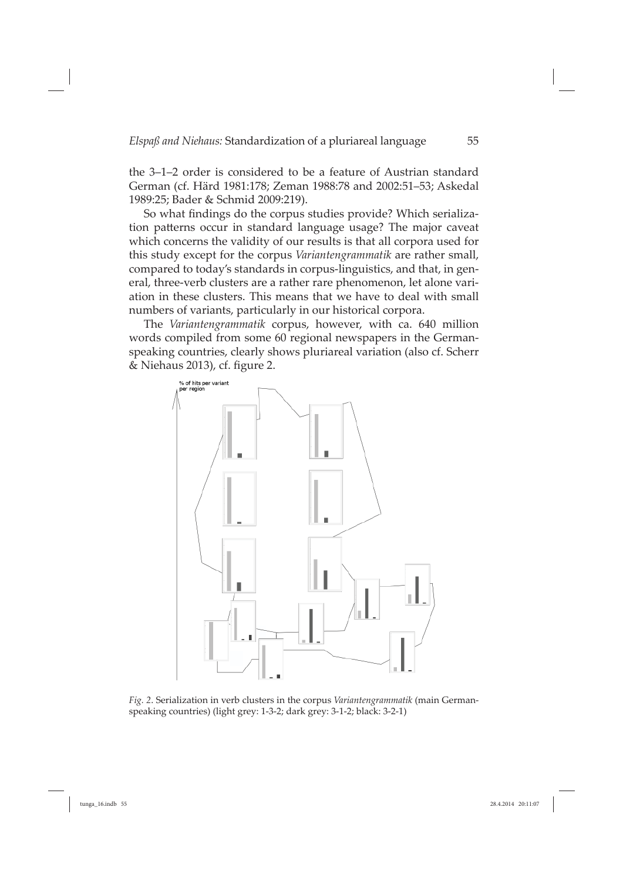the 3–1–2 order is considered to be a feature of Austrian standard German (cf. Härd 1981:178; Zeman 1988:78 and 2002:51–53; Askedal 1989:25; Bader & Schmid 2009:219).

So what findings do the corpus studies provide? Which serialization patterns occur in standard language usage? The major caveat which concerns the validity of our results is that all corpora used for this study except for the corpus *Variantengrammatik* are rather small, compared to today's standards in corpus-linguistics, and that, in general, three-verb clusters are a rather rare phenomenon, let alone variation in these clusters. This means that we have to deal with small numbers of variants, particularly in our historical corpora.

The *Variantengrammatik* corpus, however, with ca. 640 million words compiled from some 60 regional newspapers in the German-speaking countries, clearly shows pluriareal variation (also cf. Scherr & Niehaus 2013), cf. figure 2.

% of hits per variant per region

*Fig. 2.* Serialization in verb clusters in the corpus *Variantengrammatik* (main German-speaking countries) (light grey: 1-3-2; dark grey: 3-1-2; black: 3-2-1)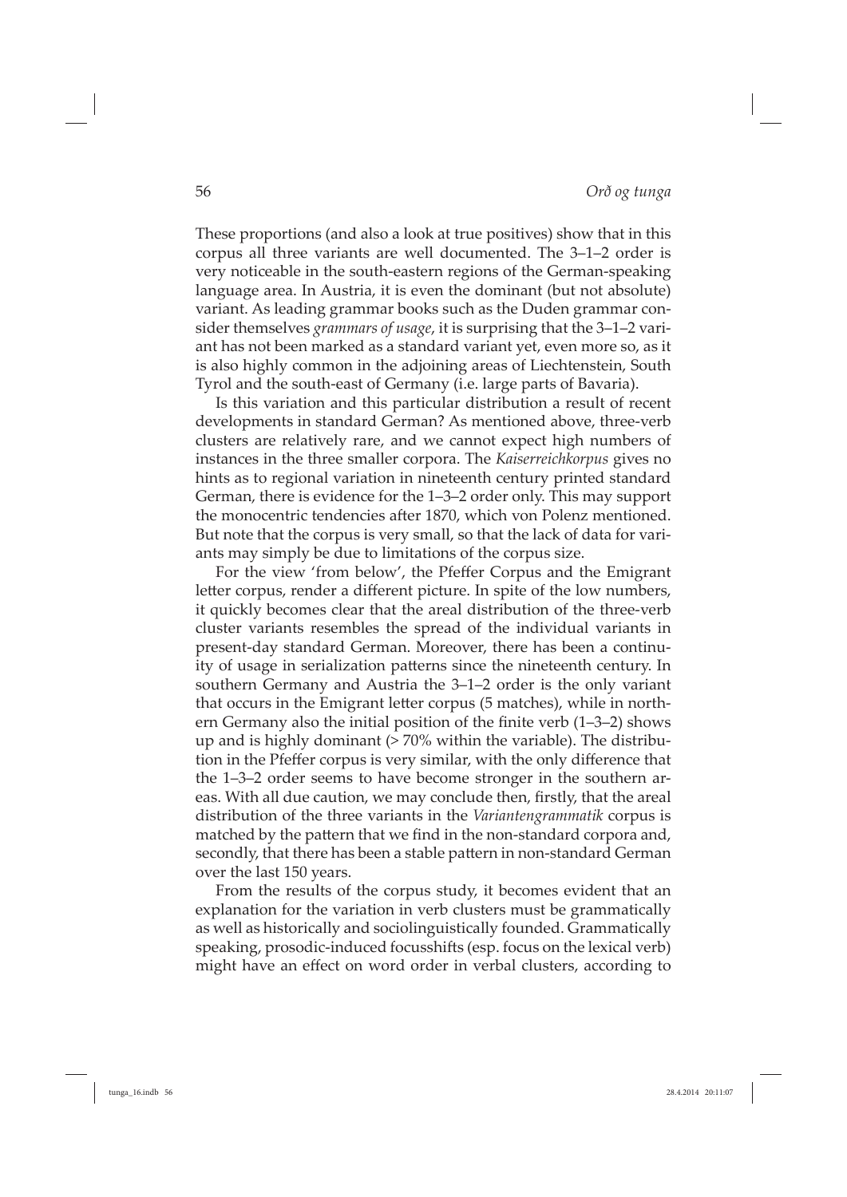These proportions (and also a look at true positives) show that in this corpus all three variants are well documented. The 3–1–2 order is very noticeable in the south-eastern regions of the German-speaking language area. In Austria, it is even the dominant (but not absolute) variant. As leading grammar books such as the Duden grammar consider themselves *grammars of usage*, it is surprising that the 3–1–2 variant has not been marked as a standard variant yet, even more so, as it is also highly common in the adjoining areas of Liechtenstein, South Tyrol and the south-east of Germany (i.e. large parts of Bavaria).

Is this variation and this particular distribution a result of recent developments in standard German? As mentioned above, three-verb clusters are relatively rare, and we cannot expect high numbers of instances in the three smaller corpora. The *Kaiserreichkorpus* gives no hints as to regional variation in nineteenth century printed standard German, there is evidence for the 1–3–2 order only. This may support the monocentric tendencies after 1870, which von Polenz mentioned. But note that the corpus is very small, so that the lack of data for variants may simply be due to limitations of the corpus size.

For the view 'from below', the Pfeffer Corpus and the Emigrant letter corpus, render a different picture. In spite of the low numbers, it quickly becomes clear that the areal distribution of the three-verb cluster variants resembles the spread of the individual variants in present-day standard German. Moreover, there has been a continuity of usage in serialization patterns since the nineteenth century. In southern Germany and Austria the 3–1–2 order is the only variant that occurs in the Emigrant letter corpus (5 matches), while in northern Germany also the initial position of the finite verb (1–3–2) shows up and is highly dominant (> 70% within the variable). The distribution in the Pfeffer corpus is very similar, with the only difference that the 1–3–2 order seems to have become stronger in the southern areas. With all due caution, we may conclude then, firstly, that the areal distribution of the three variants in the *Variantengrammatik* corpus is matched by the pattern that we find in the non-standard corpora and, secondly, that there has been a stable pattern in non-standard German over the last 150 years.

From the results of the corpus study, it becomes evident that an explanation for the variation in verb clusters must be grammatically as well as historically and sociolinguistically founded. Grammatically speaking, prosodic-induced focusshifts (esp. focus on the lexical verb) might have an effect on word order in verbal clusters, according to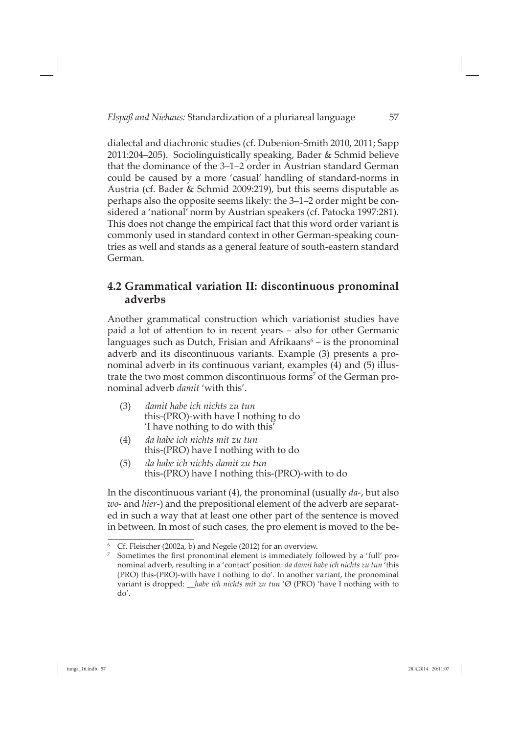dialectal and diachronic studies (cf. Dubenion-Smith 2010, 2011; Sapp 2011:204–205). Sociolinguistically speaking, Bader & Schmid believe that the dominance of the 3–1–2 order in Austrian standard German could be caused by a more 'casual' handling of standard-norms in Austria (cf. Bader & Schmid 2009:219), but this seems disputable as perhaps also the opposite seems likely: the 3–1–2 order might be considered a 'national' norm by Austrian speakers (cf. Patocka 1997:281). This does not change the empirical fact that this word order variant is commonly used in standard context in other German-speaking countries as well and stands as a general feature of south-eastern standard German.

## 4.2 Grammatical variation II: discontinuous pronominal adverbs

Another grammatical construction which variationist studies have paid a lot of attention to in recent years – also for other Germanic languages such as Dutch, Frisian and Afrikaans[6] – is the pronominal adverb and its discontinuous variants. Example (3) presents a pronominal adverb in its continuous variant, examples (4) and (5) illustrate the two most common discontinuous forms[7] of the German pronominal adverb *damit* 'with this'.

(3) *damit habe ich nichts zu tun*
this-(PRO)-with have I nothing to do
'I have nothing to do with this'

(4) *da habe ich nichts mit zu tun*
this-(PRO) have I nothing with to do

(5) *da habe ich nichts damit zu tun*
this-(PRO) have I nothing this-(PRO)-with to do

In the discontinuous variant (4), the pronominal (usually *da-*, but also *wo-* and *hier-*) and the prepositional element of the adverb are separated in such a way that at least one other part of the sentence is moved in between. In most of such cases, the pro element is moved to the be-

---

[6] Cf. Fleischer (2002a, b) and Negele (2012) for an overview.

[7] Sometimes the first pronominal element is immediately followed by a 'full' pronominal adverb, resulting in a 'contact' position: *da damit habe ich nichts zu tun* 'this (PRO) this-(PRO)-with have I nothing to do'. In another variant, the pronominal variant is dropped: *__habe ich nichts mit zu tun* 'Ø (PRO) 'have I nothing with to do'.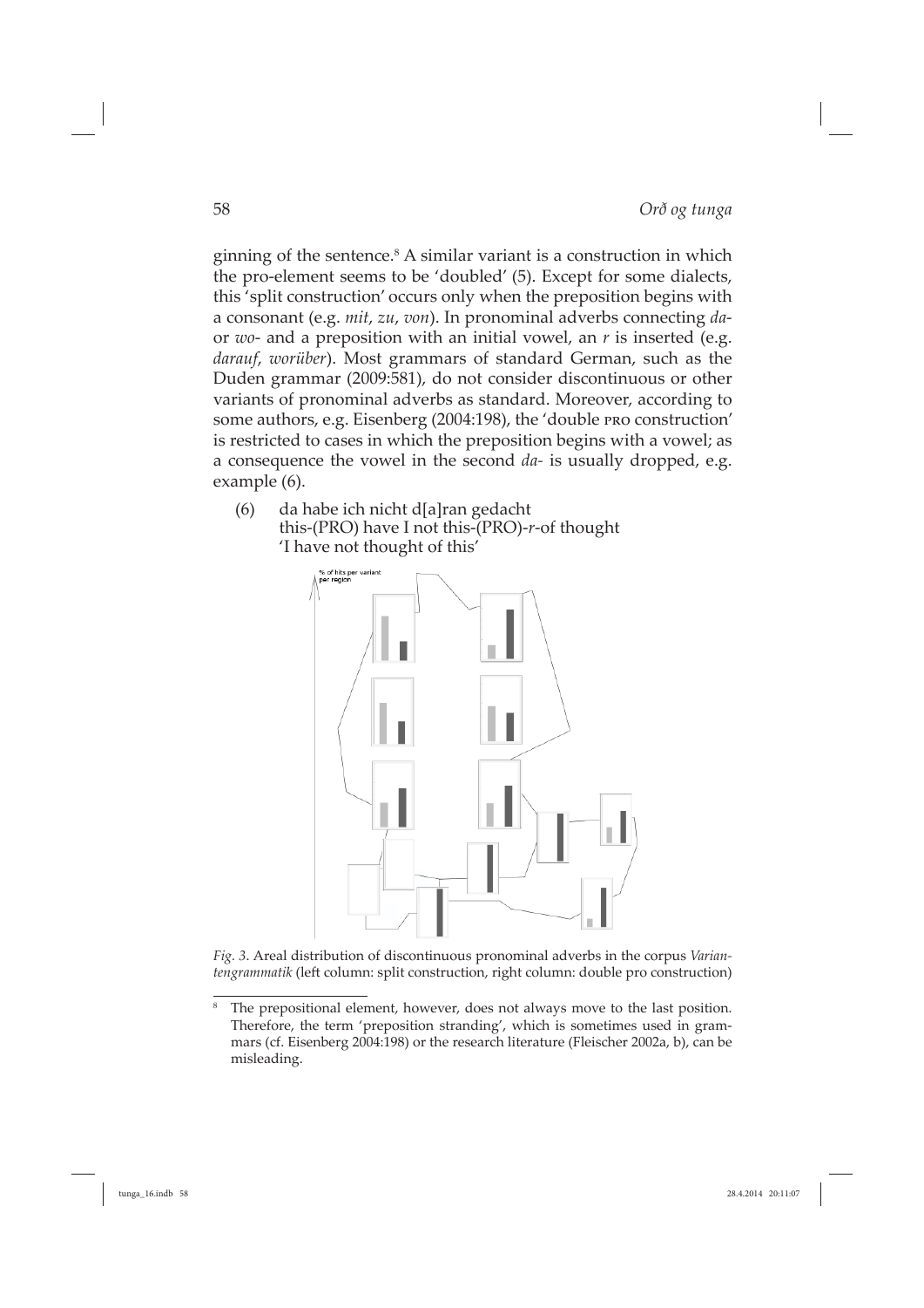ginning of the sentence.[8] A similar variant is a construction in which the pro-element seems to be 'doubled' (5). Except for some dialects, this 'split construction' occurs only when the preposition begins with a consonant (e.g. *mit*, *zu*, *von*). In pronominal adverbs connecting *da-* or *wo-* and a preposition with an initial vowel, an *r* is inserted (e.g. *darauf*, *worüber*). Most grammars of standard German, such as the Duden grammar (2009:581), do not consider discontinuous or other variants of pronominal adverbs as standard. Moreover, according to some authors, e.g. Eisenberg (2004:198), the 'double PRO construction' is restricted to cases in which the preposition begins with a vowel; as a consequence the vowel in the second *da-* is usually dropped, e.g. example (6).

(6) da habe ich nicht d[a]ran gedacht
this-(PRO) have I not this-(PRO)-*r*-of thought
'I have not thought of this'

*Fig. 3.* Areal distribution of discontinuous pronominal adverbs in the corpus *Variantengrammatik* (left column: split construction, right column: double pro construction)

[8] The prepositional element, however, does not always move to the last position. Therefore, the term 'preposition stranding', which is sometimes used in grammars (cf. Eisenberg 2004:198) or the research literature (Fleischer 2002a, b), can be misleading.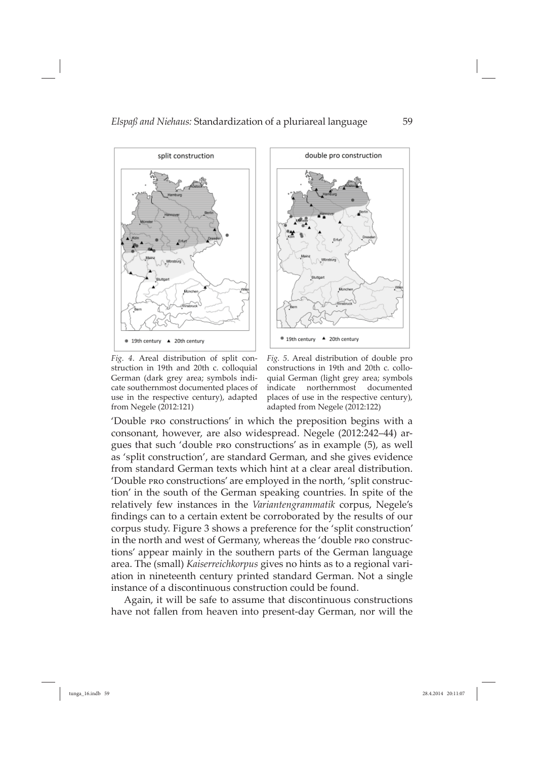*Fig. 4.* Areal distribution of split construction in 19th and 20th c. colloquial German (dark grey area; symbols indicate southernmost documented places of use in the respective century), adapted from Negele (2012:121)

*Fig. 5.* Areal distribution of double pro constructions in 19th and 20th c. colloquial German (light grey area; symbols indicate northernmost documented places of use in the respective century), adapted from Negele (2012:122)

'Double PRO constructions' in which the preposition begins with a consonant, however, are also widespread. Negele (2012:242–44) argues that such 'double PRO constructions' as in example (5), as well as 'split construction', are standard German, and she gives evidence from standard German texts which hint at a clear areal distribution. 'Double PRO constructions' are employed in the north, 'split construction' in the south of the German speaking countries. In spite of the relatively few instances in the *Variantengrammatik* corpus, Negele's findings can to a certain extent be corroborated by the results of our corpus study. Figure 3 shows a preference for the 'split construction' in the north and west of Germany, whereas the 'double PRO constructions' appear mainly in the southern parts of the German language area. The (small) *Kaiserreichkorpus* gives no hints as to a regional variation in nineteenth century printed standard German. Not a single instance of a discontinuous construction could be found.

Again, it will be safe to assume that discontinuous constructions have not fallen from heaven into present-day German, nor will the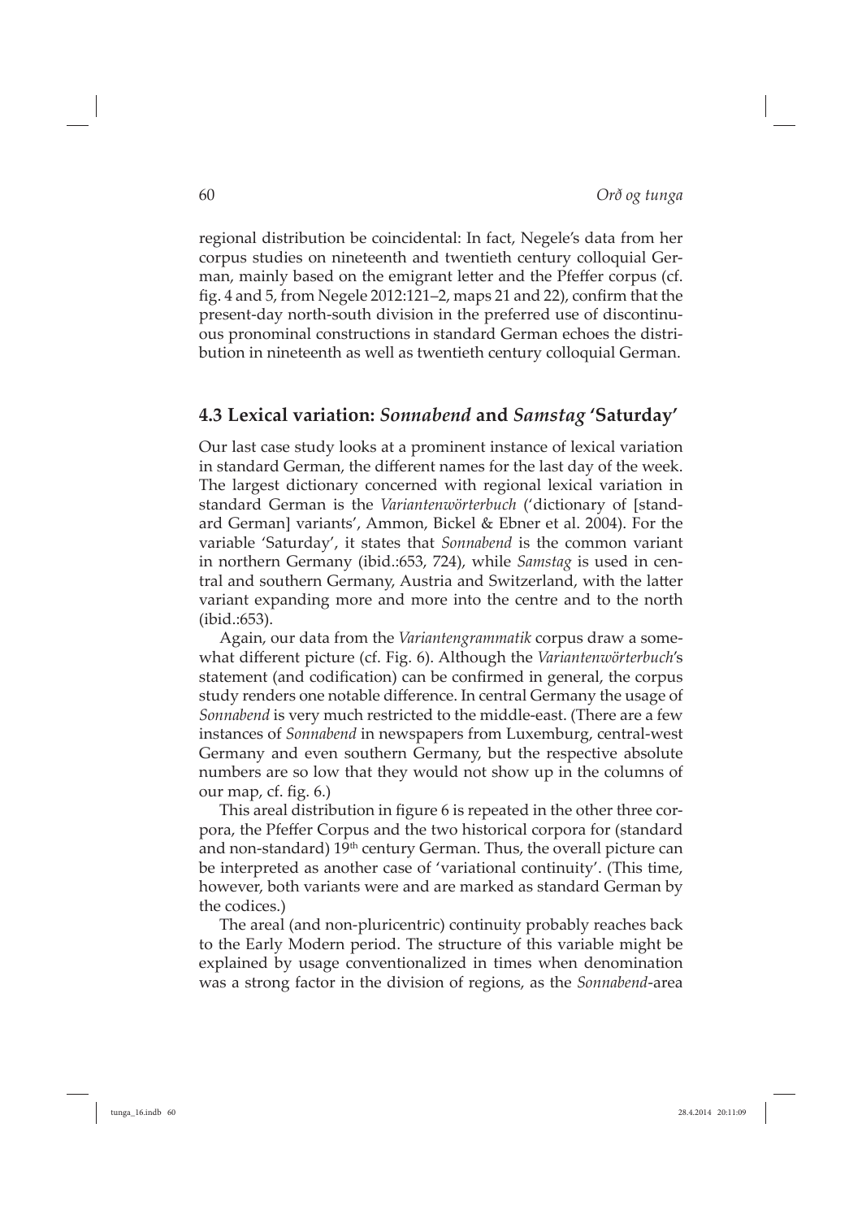regional distribution be coincidental: In fact, Negele's data from her corpus studies on nineteenth and twentieth century colloquial German, mainly based on the emigrant letter and the Pfeffer corpus (cf. fig. 4 and 5, from Negele 2012:121–2, maps 21 and 22), confirm that the present-day north-south division in the preferred use of discontinuous pronominal constructions in standard German echoes the distribution in nineteenth as well as twentieth century colloquial German.

### 4.3 Lexical variation: *Sonnabend* and *Samstag* 'Saturday'

Our last case study looks at a prominent instance of lexical variation in standard German, the different names for the last day of the week. The largest dictionary concerned with regional lexical variation in standard German is the *Variantenwörterbuch* ('dictionary of [standard German] variants', Ammon, Bickel & Ebner et al. 2004). For the variable 'Saturday', it states that *Sonnabend* is the common variant in northern Germany (ibid.:653, 724), while *Samstag* is used in central and southern Germany, Austria and Switzerland, with the latter variant expanding more and more into the centre and to the north (ibid.:653).

Again, our data from the *Variantengrammatik* corpus draw a somewhat different picture (cf. Fig. 6). Although the *Variantenwörterbuch*'s statement (and codification) can be confirmed in general, the corpus study renders one notable difference. In central Germany the usage of *Sonnabend* is very much restricted to the middle-east. (There are a few instances of *Sonnabend* in newspapers from Luxemburg, central-west Germany and even southern Germany, but the respective absolute numbers are so low that they would not show up in the columns of our map, cf. fig. 6.)

This areal distribution in figure 6 is repeated in the other three corpora, the Pfeffer Corpus and the two historical corpora for (standard and non-standard) 19th century German. Thus, the overall picture can be interpreted as another case of 'variational continuity'. (This time, however, both variants were and are marked as standard German by the codices.)

The areal (and non-pluricentric) continuity probably reaches back to the Early Modern period. The structure of this variable might be explained by usage conventionalized in times when denomination was a strong factor in the division of regions, as the *Sonnabend*-area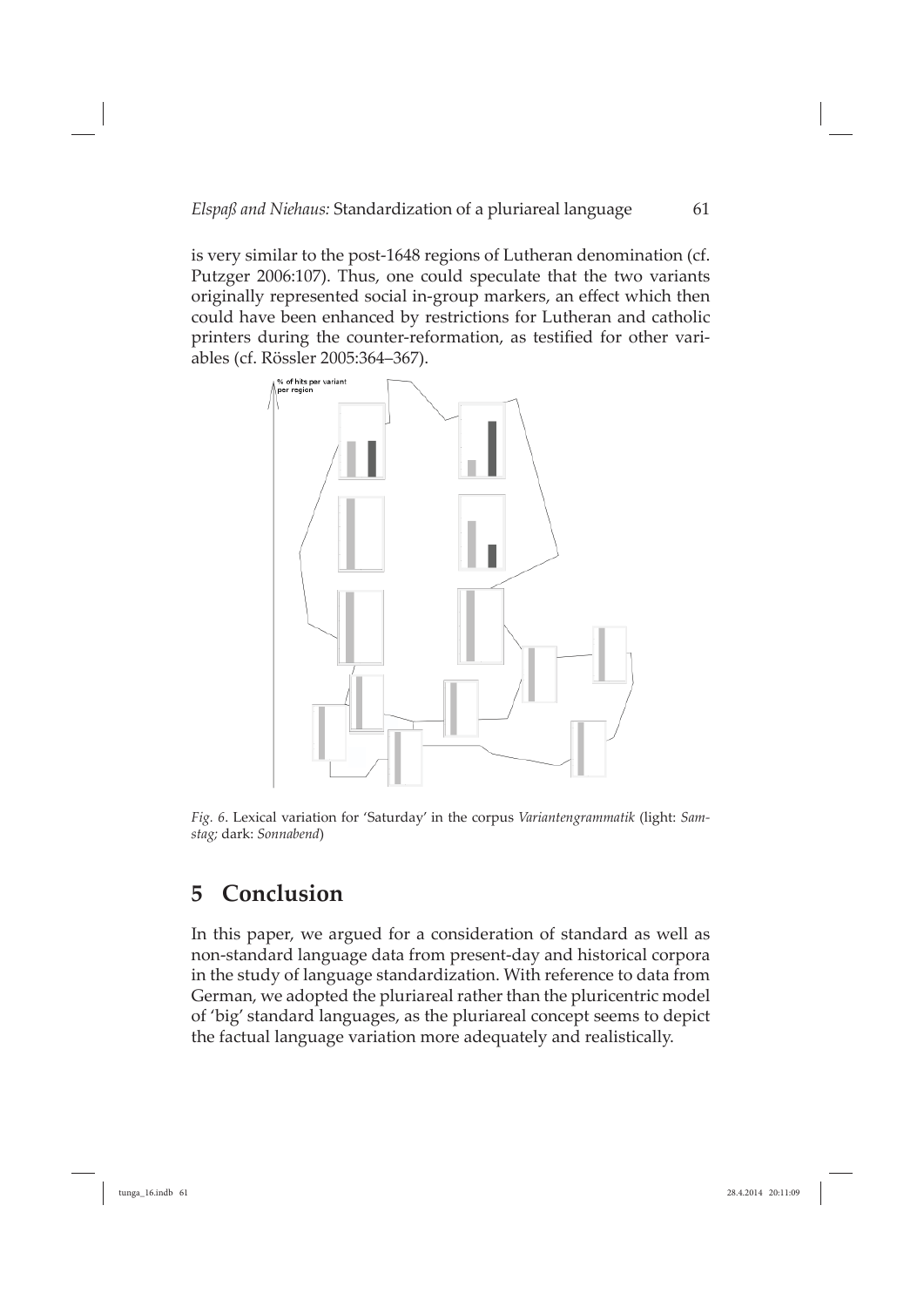is very similar to the post-1648 regions of Lutheran denomination (cf. Putzger 2006:107). Thus, one could speculate that the two variants originally represented social in-group markers, an effect which then could have been enhanced by restrictions for Lutheran and catholic printers during the counter-reformation, as testified for other variables (cf. Rössler 2005:364–367).

*Fig. 6.* Lexical variation for 'Saturday' in the corpus *Variantengrammatik* (light: *Samstag;* dark: *Sonnabend*)

## 5 Conclusion

In this paper, we argued for a consideration of standard as well as non-standard language data from present-day and historical corpora in the study of language standardization. With reference to data from German, we adopted the pluriareal rather than the pluricentric model of 'big' standard languages, as the pluriareal concept seems to depict the factual language variation more adequately and realistically.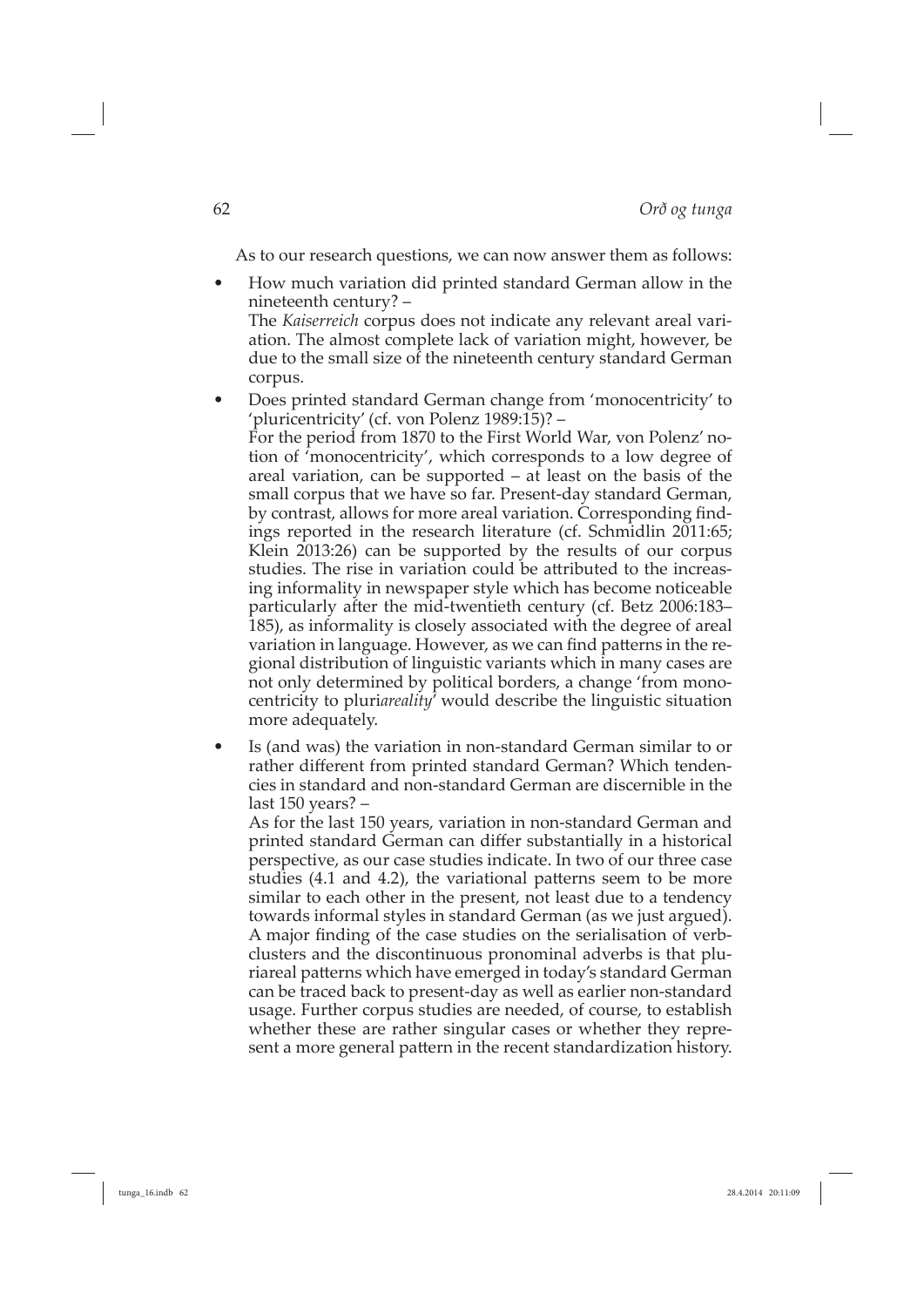As to our research questions, we can now answer them as follows:

- How much variation did printed standard German allow in the nineteenth century? –
  The *Kaiserreich* corpus does not indicate any relevant areal variation. The almost complete lack of variation might, however, be due to the small size of the nineteenth century standard German corpus.
- Does printed standard German change from 'monocentricity' to 'pluricentricity' (cf. von Polenz 1989:15)? –
  For the period from 1870 to the First World War, von Polenz' notion of 'monocentricity', which corresponds to a low degree of areal variation, can be supported – at least on the basis of the small corpus that we have so far. Present-day standard German, by contrast, allows for more areal variation. Corresponding findings reported in the research literature (cf. Schmidlin 2011:65; Klein 2013:26) can be supported by the results of our corpus studies. The rise in variation could be attributed to the increasing informality in newspaper style which has become noticeable particularly after the mid-twentieth century (cf. Betz 2006:183–185), as informality is closely associated with the degree of areal variation in language. However, as we can find patterns in the regional distribution of linguistic variants which in many cases are not only determined by political borders, a change 'from monocentricity to pluri*areality*' would describe the linguistic situation more adequately.
- Is (and was) the variation in non-standard German similar to or rather different from printed standard German? Which tendencies in standard and non-standard German are discernible in the last 150 years? –
  As for the last 150 years, variation in non-standard German and printed standard German can differ substantially in a historical perspective, as our case studies indicate. In two of our three case studies (4.1 and 4.2), the variational patterns seem to be more similar to each other in the present, not least due to a tendency towards informal styles in standard German (as we just argued). A major finding of the case studies on the serialisation of verb-clusters and the discontinuous pronominal adverbs is that pluriareal patterns which have emerged in today's standard German can be traced back to present-day as well as earlier non-standard usage. Further corpus studies are needed, of course, to establish whether these are rather singular cases or whether they represent a more general pattern in the recent standardization history.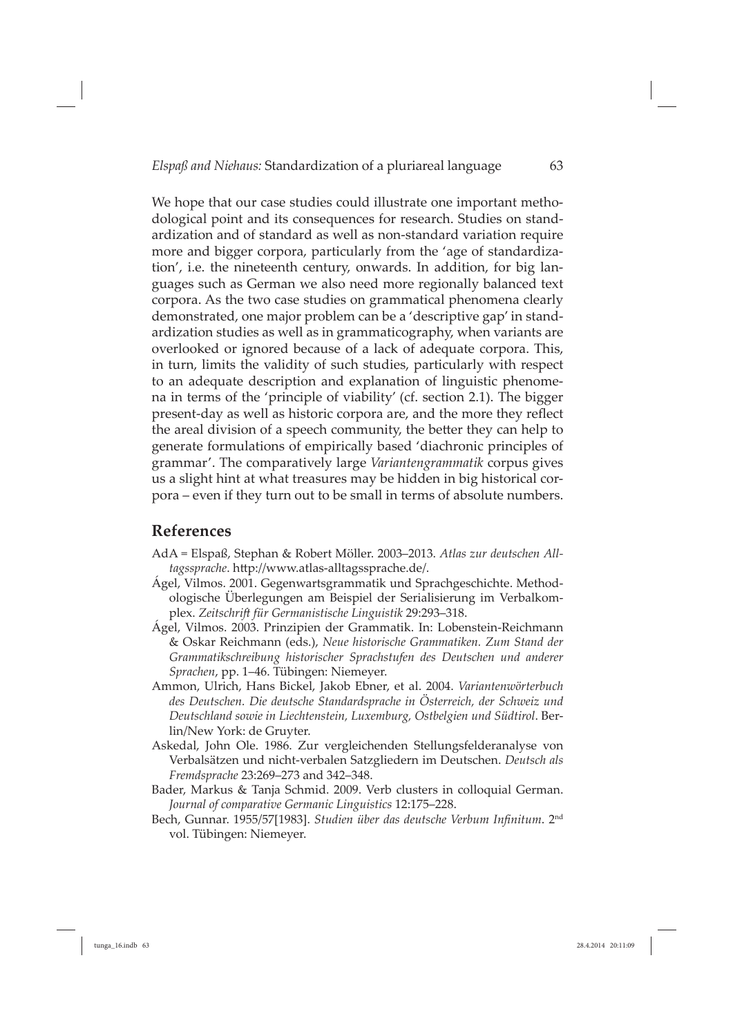We hope that our case studies could illustrate one important methodological point and its consequences for research. Studies on standardization and of standard as well as non-standard variation require more and bigger corpora, particularly from the 'age of standardization', i.e. the nineteenth century, onwards. In addition, for big languages such as German we also need more regionally balanced text corpora. As the two case studies on grammatical phenomena clearly demonstrated, one major problem can be a 'descriptive gap' in standardization studies as well as in grammaticography, when variants are overlooked or ignored because of a lack of adequate corpora. This, in turn, limits the validity of such studies, particularly with respect to an adequate description and explanation of linguistic phenomena in terms of the 'principle of viability' (cf. section 2.1). The bigger present-day as well as historic corpora are, and the more they reflect the areal division of a speech community, the better they can help to generate formulations of empirically based 'diachronic principles of grammar'. The comparatively large *Variantengrammatik* corpus gives us a slight hint at what treasures may be hidden in big historical corpora – even if they turn out to be small in terms of absolute numbers.

## References

AdA = Elspaß, Stephan & Robert Möller. 2003–2013. *Atlas zur deutschen Alltagssprache*. http://www.atlas-alltagssprache.de/.

Ágel, Vilmos. 2001. Gegenwartsgrammatik und Sprachgeschichte. Methodologische Überlegungen am Beispiel der Serialisierung im Verbalkomplex. *Zeitschrift für Germanistische Linguistik* 29:293–318.

Ágel, Vilmos. 2003. Prinzipien der Grammatik. In: Lobenstein-Reichmann & Oskar Reichmann (eds.), *Neue historische Grammatiken. Zum Stand der Grammatikschreibung historischer Sprachstufen des Deutschen und anderer Sprachen*, pp. 1–46. Tübingen: Niemeyer.

Ammon, Ulrich, Hans Bickel, Jakob Ebner, et al. 2004. *Variantenwörterbuch des Deutschen. Die deutsche Standardsprache in Österreich, der Schweiz und Deutschland sowie in Liechtenstein, Luxemburg, Ostbelgien und Südtirol*. Berlin/New York: de Gruyter.

Askedal, John Ole. 1986. Zur vergleichenden Stellungsfelderanalyse von Verbalsätzen und nicht-verbalen Satzgliedern im Deutschen. *Deutsch als Fremdsprache* 23:269–273 and 342–348.

Bader, Markus & Tanja Schmid. 2009. Verb clusters in colloquial German. *Journal of comparative Germanic Linguistics* 12:175–228.

Bech, Gunnar. 1955/57[1983]. *Studien über das deutsche Verbum Infinitum*. 2nd vol. Tübingen: Niemeyer.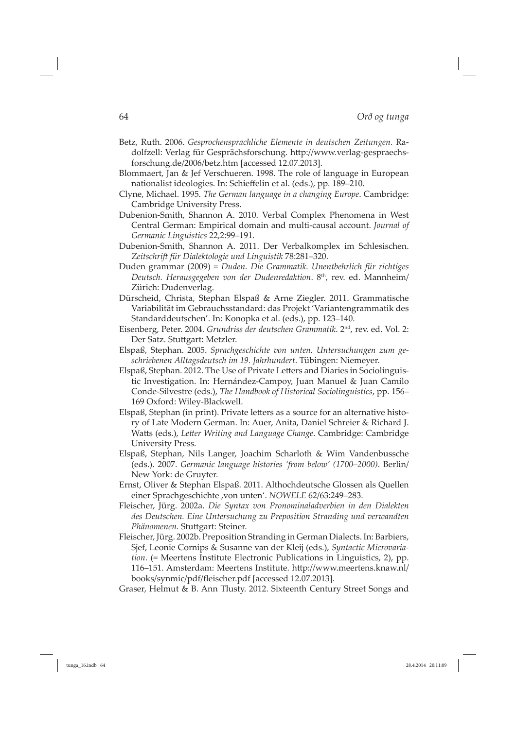Betz, Ruth. 2006. *Gesprochensprachliche Elemente in deutschen Zeitungen.* Radolfzell: Verlag für Gesprächsforschung. http://www.verlag-gespraechsforschung.de/2006/betz.htm [accessed 12.07.2013].

Blommaert, Jan & Jef Verschueren. 1998. The role of language in European nationalist ideologies. In: Schieffelin et al. (eds.), pp. 189–210.

Clyne, Michael. 1995. *The German language in a changing Europe*. Cambridge: Cambridge University Press.

Dubenion-Smith, Shannon A. 2010. Verbal Complex Phenomena in West Central German: Empirical domain and multi-causal account. *Journal of Germanic Linguistics* 22,2:99–191.

Dubenion-Smith, Shannon A. 2011. Der Verbalkomplex im Schlesischen. *Zeitschrift für Dialektologie und Linguistik* 78:281–320.

Duden grammar (2009) = *Duden. Die Grammatik. Unentbehrlich für richtiges Deutsch. Herausgegeben von der Dudenredaktion*. 8th, rev. ed. Mannheim/Zürich: Dudenverlag.

Dürscheid, Christa, Stephan Elspaß & Arne Ziegler. 2011. Grammatische Variabilität im Gebrauchsstandard: das Projekt 'Variantengrammatik des Standarddeutschen'. In: Konopka et al. (eds.), pp. 123–140.

Eisenberg, Peter. 2004. *Grundriss der deutschen Grammatik*. 2nd, rev. ed. Vol. 2: Der Satz. Stuttgart: Metzler.

Elspaß, Stephan. 2005. *Sprachgeschichte von unten. Untersuchungen zum geschriebenen Alltagsdeutsch im 19. Jahrhundert*. Tübingen: Niemeyer.

Elspaß, Stephan. 2012. The Use of Private Letters and Diaries in Sociolinguistic Investigation. In: Hernández-Campoy, Juan Manuel & Juan Camilo Conde-Silvestre (eds.), *The Handbook of Historical Sociolinguistics*, pp. 156–169 Oxford: Wiley-Blackwell.

Elspaß, Stephan (in print). Private letters as a source for an alternative history of Late Modern German. In: Auer, Anita, Daniel Schreier & Richard J. Watts (eds.), *Letter Writing and Language Change*. Cambridge: Cambridge University Press.

Elspaß, Stephan, Nils Langer, Joachim Scharloth & Wim Vandenbussche (eds.). 2007. *Germanic language histories 'from below' (1700–2000)*. Berlin/New York: de Gruyter.

Ernst, Oliver & Stephan Elspaß. 2011. Althochdeutsche Glossen als Quellen einer Sprachgeschichte ‚von unten'. *NOWELE* 62/63:249–283.

Fleischer, Jürg. 2002a. *Die Syntax von Pronominaladverbien in den Dialekten des Deutschen. Eine Untersuchung zu Preposition Stranding und verwandten Phänomenen*. Stuttgart: Steiner.

Fleischer, Jürg. 2002b. Preposition Stranding in German Dialects. In: Barbiers, Sjef, Leonie Cornips & Susanne van der Kleij (eds.), *Syntactic Microvariation*. (= Meertens Institute Electronic Publications in Linguistics, 2), pp. 116–151. Amsterdam: Meertens Institute. http://www.meertens.knaw.nl/books/synmic/pdf/fleischer.pdf [accessed 12.07.2013].

Graser, Helmut & B. Ann Tlusty. 2012. Sixteenth Century Street Songs and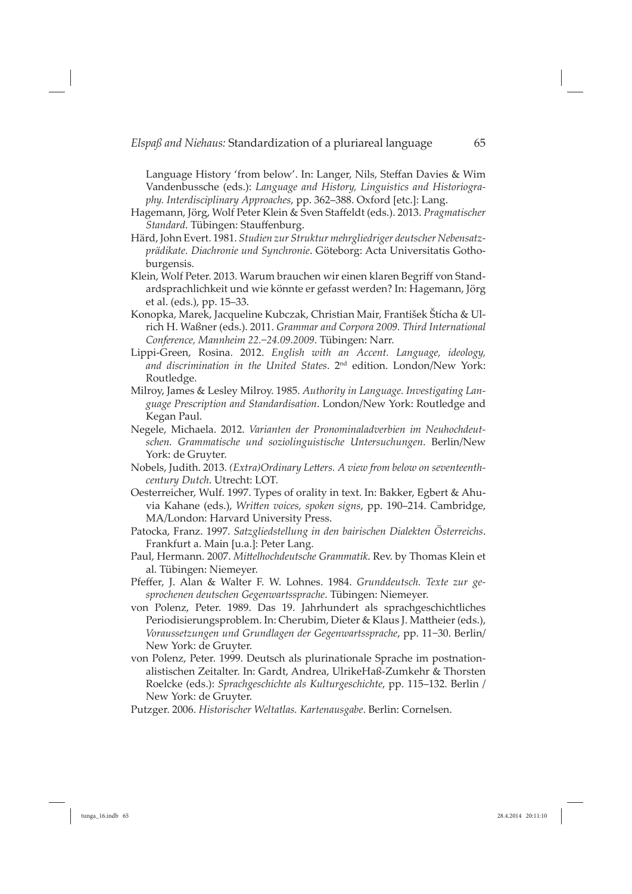Language History 'from below'. In: Langer, Nils, Steffan Davies & Wim Vandenbussche (eds.): *Language and History, Linguistics and Historiography. Interdisciplinary Approaches*, pp. 362–388. Oxford [etc.]: Lang.

Hagemann, Jörg, Wolf Peter Klein & Sven Staffeldt (eds.). 2013. *Pragmatischer Standard*. Tübingen: Stauffenburg.

Härd, John Evert. 1981. *Studien zur Struktur mehrgliedriger deutscher Nebensatzprädikate. Diachronie und Synchronie*. Göteborg: Acta Universitatis Gothoburgensis.

Klein, Wolf Peter. 2013. Warum brauchen wir einen klaren Begriff von Standardsprachlichkeit und wie könnte er gefasst werden? In: Hagemann, Jörg et al. (eds.), pp. 15–33.

Konopka, Marek, Jacqueline Kubczak, Christian Mair, František Štícha & Ulrich H. Waßner (eds.). 2011. *Grammar and Corpora 2009. Third International Conference, Mannheim 22.−24.09.2009*. Tübingen: Narr.

Lippi-Green, Rosina. 2012. *English with an Accent. Language, ideology, and discrimination in the United States*. 2nd edition. London/New York: Routledge.

Milroy, James & Lesley Milroy. 1985. *Authority in Language. Investigating Language Prescription and Standardisation*. London/New York: Routledge and Kegan Paul.

Negele, Michaela. 2012. *Varianten der Pronominaladverbien im Neuhochdeutschen. Grammatische und soziolinguistische Untersuchungen*. Berlin/New York: de Gruyter.

Nobels, Judith. 2013. *(Extra)Ordinary Letters. A view from below on seventeenth-century Dutch*. Utrecht: LOT.

Oesterreicher, Wulf. 1997. Types of orality in text. In: Bakker, Egbert & Ahuvia Kahane (eds.), *Written voices, spoken signs*, pp. 190–214. Cambridge, MA/London: Harvard University Press.

Patocka, Franz. 1997. *Satzgliedstellung in den bairischen Dialekten Österreichs*. Frankfurt a. Main [u.a.]: Peter Lang.

Paul, Hermann. 2007. *Mittelhochdeutsche Grammatik*. Rev. by Thomas Klein et al. Tübingen: Niemeyer.

Pfeffer, J. Alan & Walter F. W. Lohnes. 1984. *Grunddeutsch. Texte zur gesprochenen deutschen Gegenwartssprache*. Tübingen: Niemeyer.

von Polenz, Peter. 1989. Das 19. Jahrhundert als sprachgeschichtliches Periodisierungsproblem. In: Cherubim, Dieter & Klaus J. Mattheier (eds.), *Voraussetzungen und Grundlagen der Gegenwartssprache*, pp. 11−30. Berlin/New York: de Gruyter.

von Polenz, Peter. 1999. Deutsch als plurinationale Sprache im postnationalistischen Zeitalter. In: Gardt, Andrea, UlrikeHaß-Zumkehr & Thorsten Roelcke (eds.): *Sprachgeschichte als Kulturgeschichte*, pp. 115–132. Berlin / New York: de Gruyter.

Putzger. 2006. *Historischer Weltatlas. Kartenausgabe*. Berlin: Cornelsen.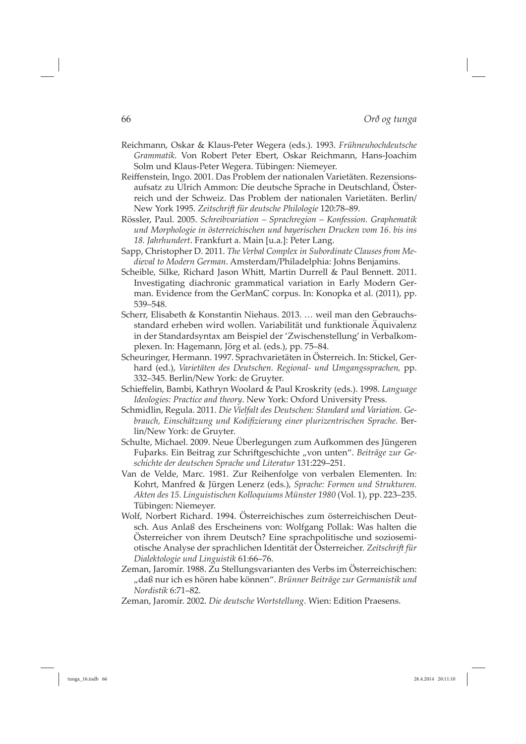Reichmann, Oskar & Klaus-Peter Wegera (eds.). 1993. *Frühneuhochdeutsche Grammatik*. Von Robert Peter Ebert, Oskar Reichmann, Hans-Joachim Solm und Klaus-Peter Wegera. Tübingen: Niemeyer.

Reiffenstein, Ingo. 2001. Das Problem der nationalen Varietäten. Rezensionsaufsatz zu Ulrich Ammon: Die deutsche Sprache in Deutschland, Österreich und der Schweiz. Das Problem der nationalen Varietäten. Berlin/New York 1995. *Zeitschrift für deutsche Philologie* 120:78–89.

Rössler, Paul. 2005. *Schreibvariation – Sprachregion – Konfession. Graphematik und Morphologie in österreichischen und bayerischen Drucken vom 16. bis ins 18. Jahrhundert*. Frankfurt a. Main [u.a.]: Peter Lang.

Sapp, Christopher D. 2011. *The Verbal Complex in Subordinate Clauses from Medieval to Modern German*. Amsterdam/Philadelphia: Johns Benjamins.

Scheible, Silke, Richard Jason Whitt, Martin Durrell & Paul Bennett. 2011. Investigating diachronic grammatical variation in Early Modern German. Evidence from the GerManC corpus. In: Konopka et al. (2011), pp. 539–548.

Scherr, Elisabeth & Konstantin Niehaus. 2013. … weil man den Gebrauchsstandard erheben wird wollen. Variabilität und funktionale Äquivalenz in der Standardsyntax am Beispiel der 'Zwischenstellung' in Verbalkomplexen. In: Hagemann, Jörg et al. (eds.), pp. 75–84.

Scheuringer, Hermann. 1997. Sprachvarietäten in Österreich. In: Stickel, Gerhard (ed.), *Varietäten des Deutschen. Regional- und Umgangssprachen,* pp. 332–345. Berlin/New York: de Gruyter.

Schieffelin, Bambi, Kathryn Woolard & Paul Kroskrity (eds.). 1998. *Language Ideologies: Practice and theory*. New York: Oxford University Press.

Schmidlin, Regula. 2011. *Die Vielfalt des Deutschen: Standard und Variation. Gebrauch, Einschätzung und Kodifizierung einer plurizentrischen Sprache.* Berlin/New York: de Gruyter.

Schulte, Michael. 2009. Neue Überlegungen zum Aufkommen des Jüngeren Fuþarks. Ein Beitrag zur Schriftgeschichte „von unten". *Beiträge zur Geschichte der deutschen Sprache und Literatur* 131:229–251.

Van de Velde, Marc. 1981. Zur Reihenfolge von verbalen Elementen. In: Kohrt, Manfred & Jürgen Lenerz (eds.), *Sprache: Formen und Strukturen. Akten des 15. Linguistischen Kolloquiums Münster 1980* (Vol. 1), pp. 223–235. Tübingen: Niemeyer.

Wolf, Norbert Richard. 1994. Österreichisches zum österreichischen Deutsch. Aus Anlaß des Erscheinens von: Wolfgang Pollak: Was halten die Österreicher von ihrem Deutsch? Eine sprachpolitische und soziosemiotische Analyse der sprachlichen Identität der Österreicher. *Zeitschrift für Dialektologie und Linguistik* 61:66–76.

Zeman, Jaromír. 1988. Zu Stellungsvarianten des Verbs im Österreichischen: „daß nur ich es hören habe können". *Brünner Beiträge zur Germanistik und Nordistik* 6:71–82.

Zeman, Jaromír. 2002. *Die deutsche Wortstellung*. Wien: Edition Praesens.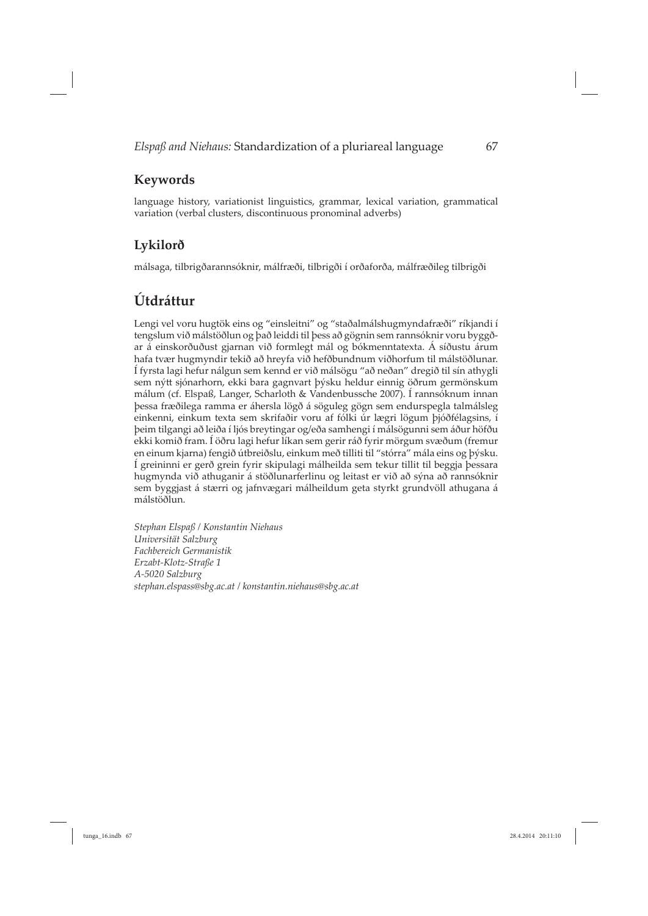## Keywords

language history, variationist linguistics, grammar, lexical variation, grammatical variation (verbal clusters, discontinuous pronominal adverbs)

## Lykilorð

málsaga, tilbrigðarannsóknir, málfræði, tilbrigði í orðaforða, málfræðileg tilbrigði

## Útdráttur

Lengi vel voru hugtök eins og "einsleitni" og "staðalmálshugmyndafræði" ríkjandi í tengslum við málstöðlun og það leiddi til þess að gögnin sem rannsóknir voru byggðar á einskorðuðust gjarnan við formlegt mál og bókmenntatexta. Á síðustu árum hafa tvær hugmyndir tekið að hreyfa við hefðbundnum viðhorfum til málstöðlunar. Í fyrsta lagi hefur nálgun sem kennd er við málsögu "að neðan" dregið til sín athygli sem nýtt sjónarhorn, ekki bara gagnvart þýsku heldur einnig öðrum germönskum málum (cf. Elspaß, Langer, Scharloth & Vandenbussche 2007). Í rannsóknum innan þessa fræðilega ramma er áhersla lögð á söguleg gögn sem endurspegla talmálsleg einkenni, einkum texta sem skrifaðir voru af fólki úr lægri lögum þjóðfélagsins, í þeim tilgangi að leiða í ljós breytingar og/eða samhengi í málsögunni sem áður höfðu ekki komið fram. Í öðru lagi hefur líkan sem gerir ráð fyrir mörgum svæðum (fremur en einum kjarna) fengið útbreiðslu, einkum með tilliti til "stórra" mála eins og þýsku. Í greininni er gerð grein fyrir skipulagi málheilda sem tekur tillit til beggja þessara hugmynda við athuganir á stöðlunarferlinu og leitast er við að sýna að rannsóknir sem byggjast á stærri og jafnvægari málheildum geta styrkt grundvöll athugana á málstöðlun.

*Stephan Elspaß / Konstantin Niehaus*
*Universität Salzburg*
*Fachbereich Germanistik*
*Erzabt-Klotz-Straße 1*
*A-5020 Salzburg*
*stephan.elspass@sbg.ac.at / konstantin.niehaus@sbg.ac.at*